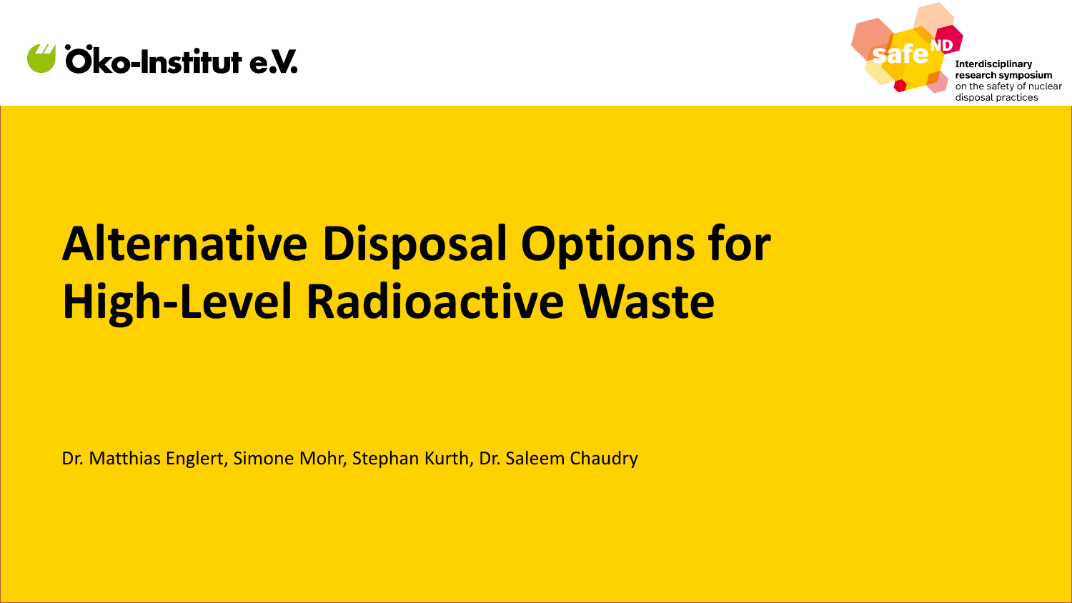Öko-Institut e.V.

safe ND

Interdisciplinary research symposium on the safety of nuclear disposal practices

# Alternative Disposal Options for High-Level Radioactive Waste

Dr. Matthias Englert, Simone Mohr, Stephan Kurth, Dr. Saleem Chaudry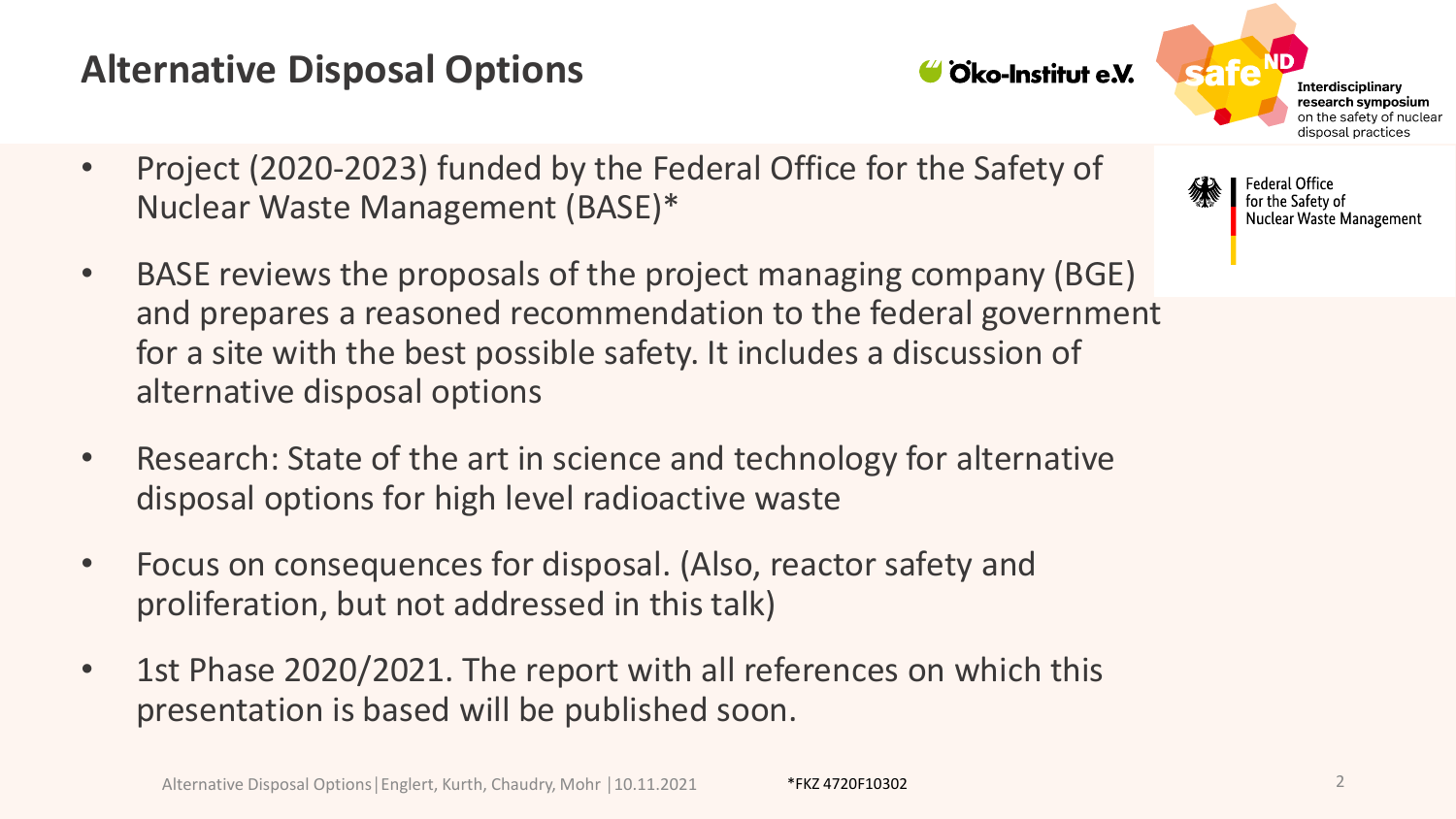# Alternative Disposal Options

- Project (2020-2023) funded by the Federal Office for the Safety of Nuclear Waste Management (BASE)*
- BASE reviews the proposals of the project managing company (BGE) and prepares a reasoned recommendation to the federal government for a site with the best possible safety. It includes a discussion of alternative disposal options
- Research: State of the art in science and technology for alternative disposal options for high level radioactive waste
- Focus on consequences for disposal. (Also, reactor safety and proliferation, but not addressed in this talk)
- 1st Phase 2020/2021. The report with all references on which this presentation is based will be published soon.

*FKZ 4720F10302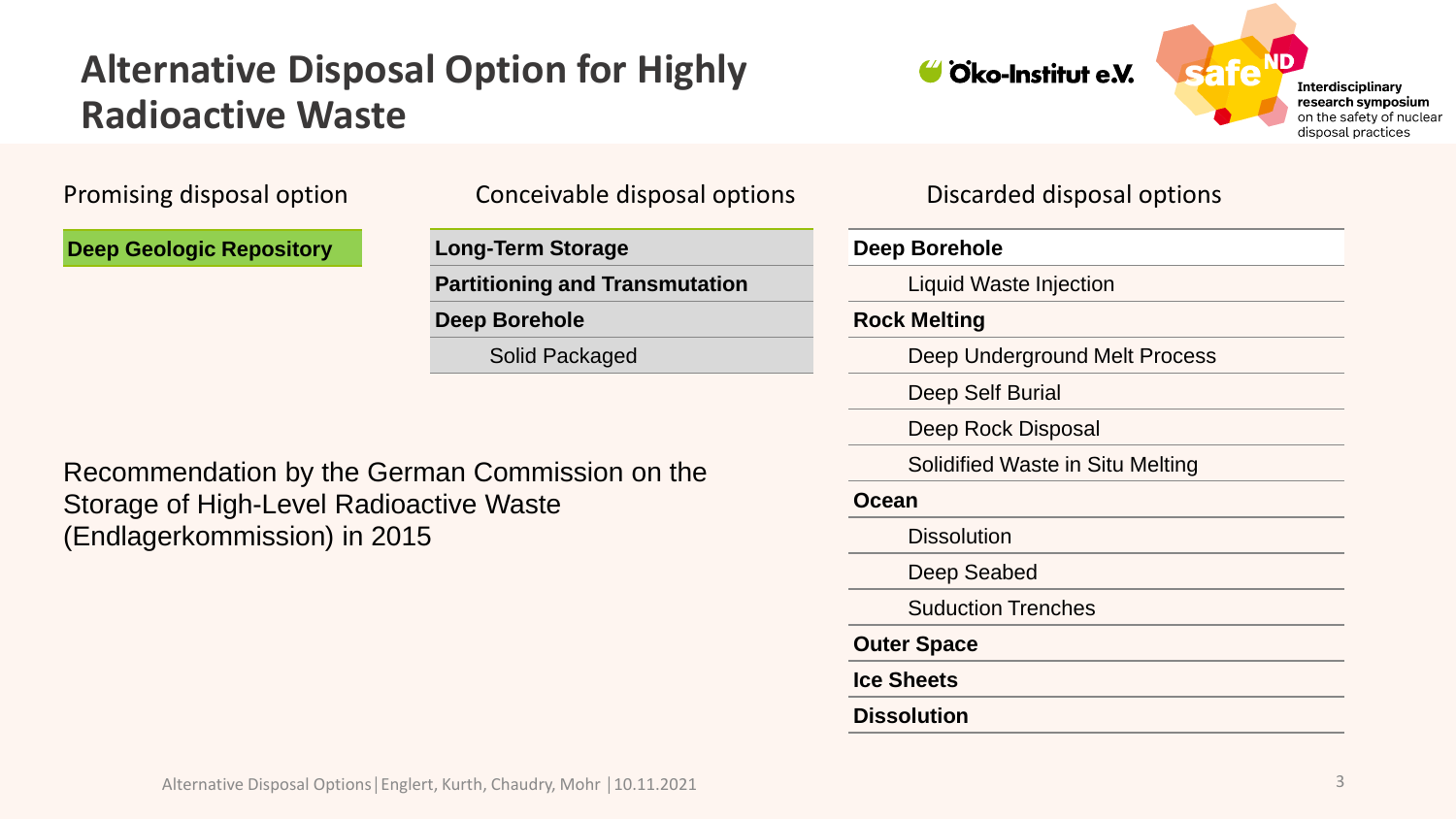# Alternative Disposal Option for Highly Radioactive Waste

**Promising disposal option**

| Deep Geologic Repository |
|---|

**Conceivable disposal options**

| Conceivable disposal options |
|---|
| **Long-Term Storage** |
| **Partitioning and Transmutation** |
| **Deep Borehole** |
| Solid Packaged |

**Discarded disposal options**

| Discarded disposal options |
|---|
| **Deep Borehole** |
| Liquid Waste Injection |
| **Rock Melting** |
| Deep Underground Melt Process |
| Deep Self Burial |
| Deep Rock Disposal |
| Solidified Waste in Situ Melting |
| **Ocean** |
| Dissolution |
| Deep Seabed |
| Suduction Trenches |
| **Outer Space** |
| **Ice Sheets** |
| **Dissolution** |

Recommendation by the German Commission on the Storage of High-Level Radioactive Waste (Endlagerkommission) in 2015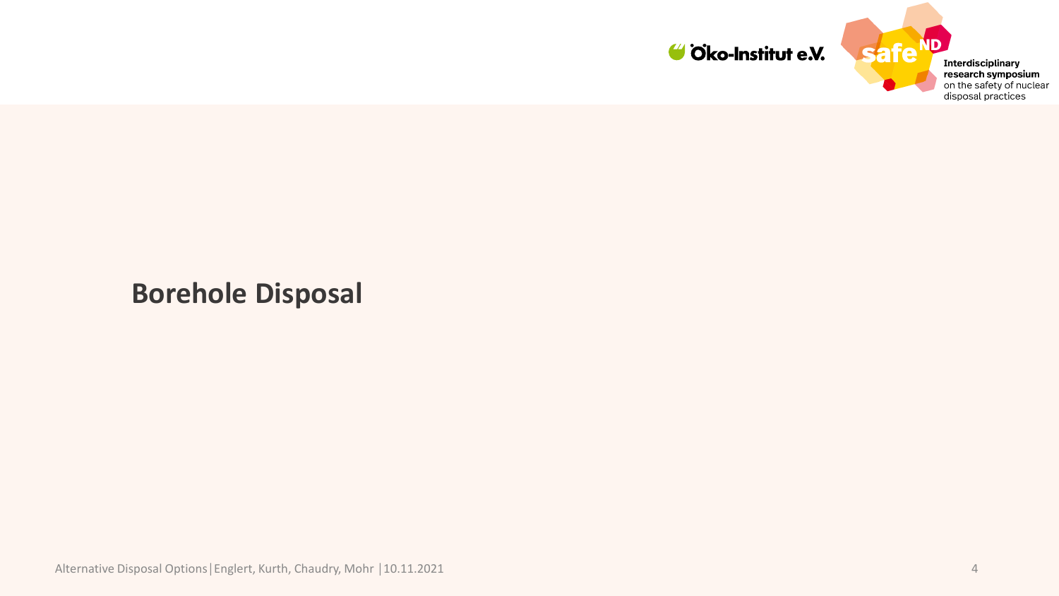# Borehole Disposal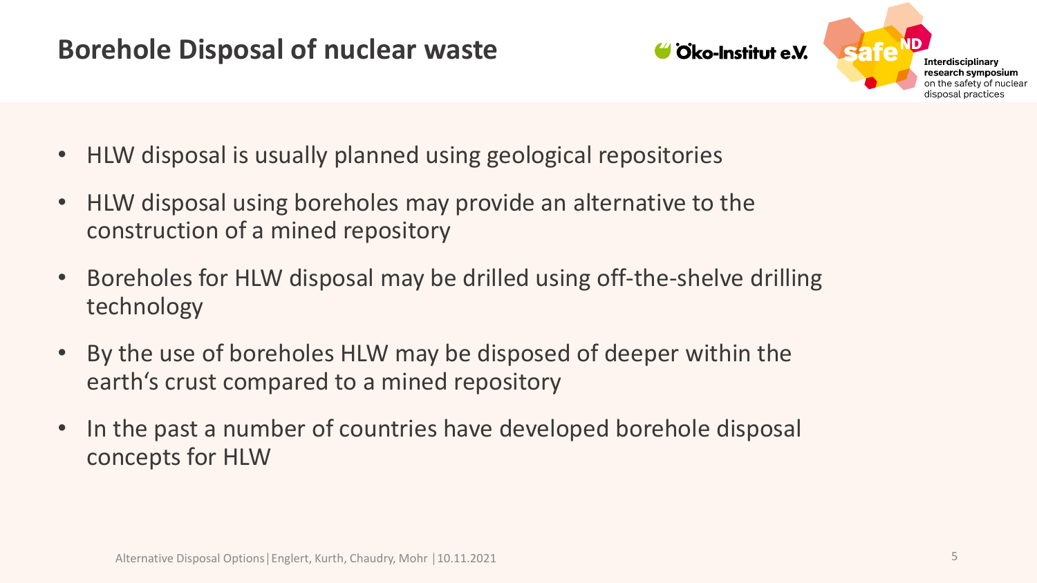# Borehole Disposal of nuclear waste

- HLW disposal is usually planned using geological repositories
- HLW disposal using boreholes may provide an alternative to the construction of a mined repository
- Boreholes for HLW disposal may be drilled using off-the-shelve drilling technology
- By the use of boreholes HLW may be disposed of deeper within the earth‘s crust compared to a mined repository
- In the past a number of countries have developed borehole disposal concepts for HLW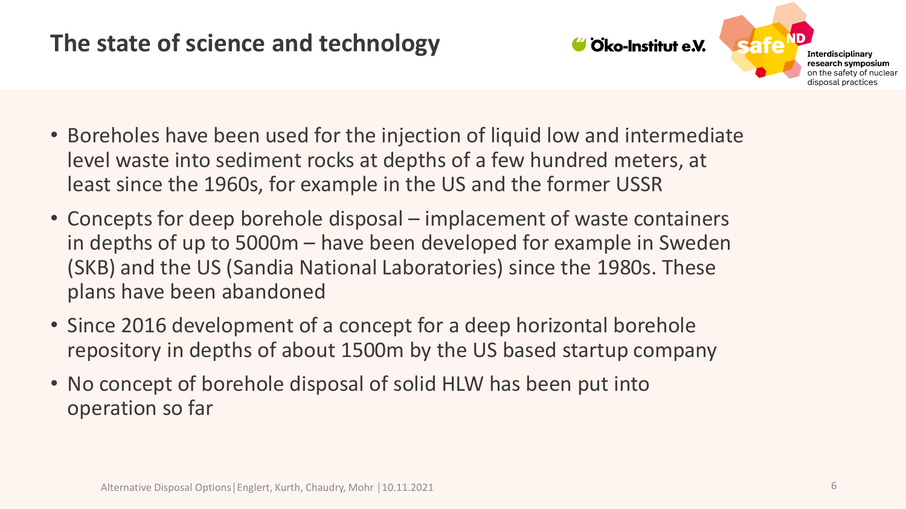# The state of science and technology

- Boreholes have been used for the injection of liquid low and intermediate level waste into sediment rocks at depths of a few hundred meters, at least since the 1960s, for example in the US and the former USSR
- Concepts for deep borehole disposal – implacement of waste containers in depths of up to 5000m – have been developed for example in Sweden (SKB) and the US (Sandia National Laboratories) since the 1980s. These plans have been abandoned
- Since 2016 development of a concept for a deep horizontal borehole repository in depths of about 1500m by the US based startup company
- No concept of borehole disposal of solid HLW has been put into operation so far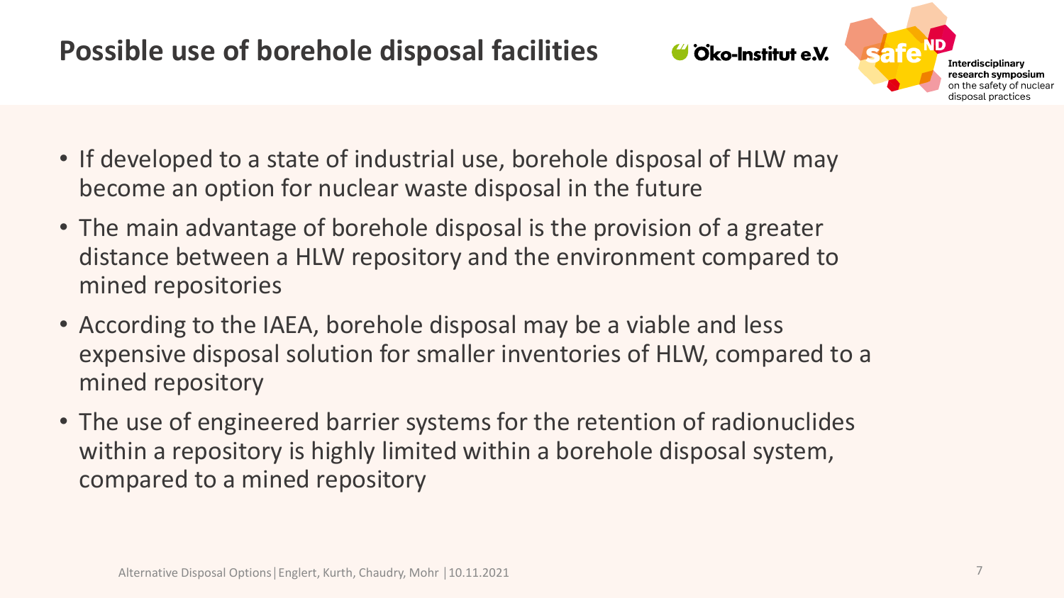# Possible use of borehole disposal facilities

- If developed to a state of industrial use, borehole disposal of HLW may become an option for nuclear waste disposal in the future
- The main advantage of borehole disposal is the provision of a greater distance between a HLW repository and the environment compared to mined repositories
- According to the IAEA, borehole disposal may be a viable and less expensive disposal solution for smaller inventories of HLW, compared to a mined repository
- The use of engineered barrier systems for the retention of radionuclides within a repository is highly limited within a borehole disposal system, compared to a mined repository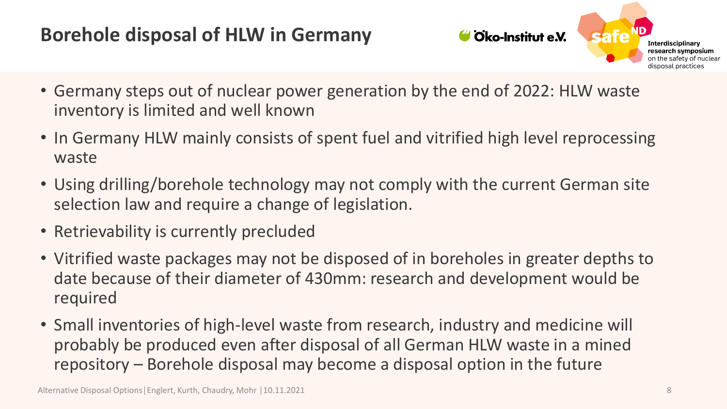# Borehole disposal of HLW in Germany

- Germany steps out of nuclear power generation by the end of 2022: HLW waste inventory is limited and well known
- In Germany HLW mainly consists of spent fuel and vitrified high level reprocessing waste
- Using drilling/borehole technology may not comply with the current German site selection law and require a change of legislation.
- Retrievability is currently precluded
- Vitrified waste packages may not be disposed of in boreholes in greater depths to date because of their diameter of 430mm: research and development would be required
- Small inventories of high-level waste from research, industry and medicine will probably be produced even after disposal of all German HLW waste in a mined repository – Borehole disposal may become a disposal option in the future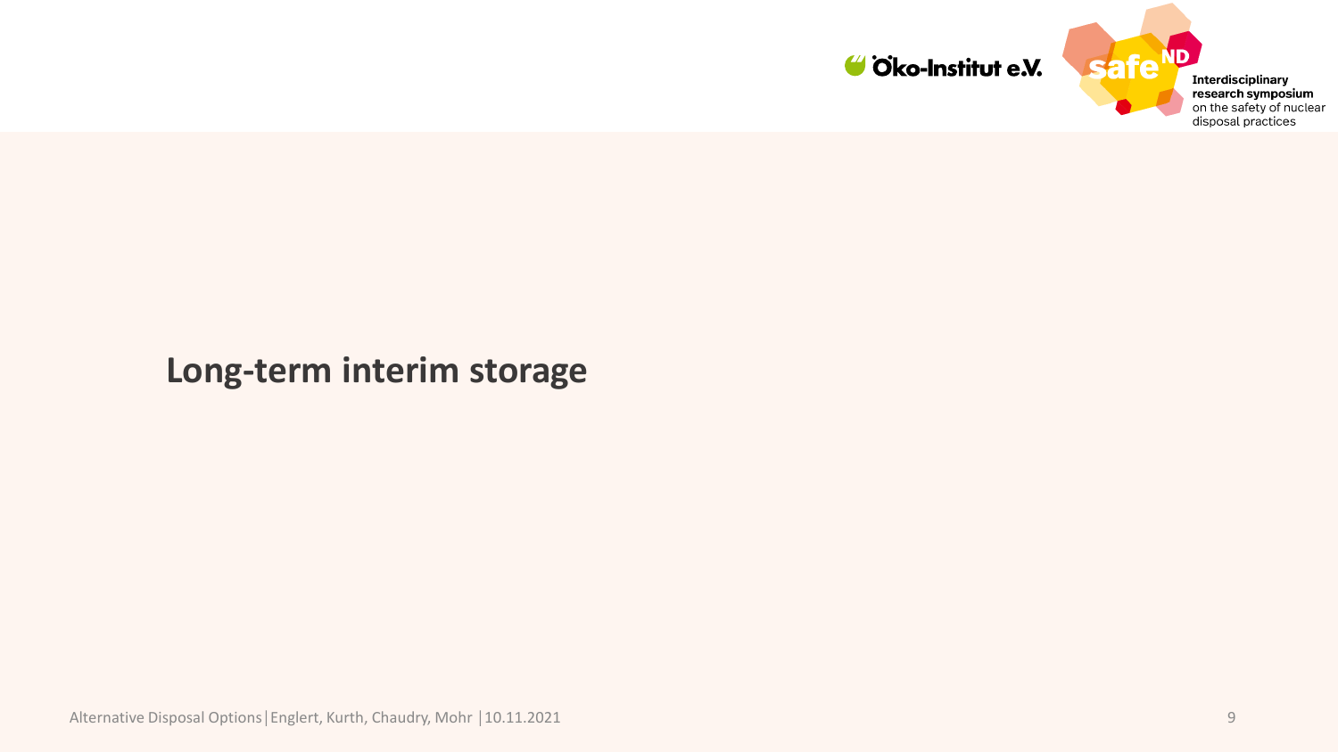## Long-term interim storage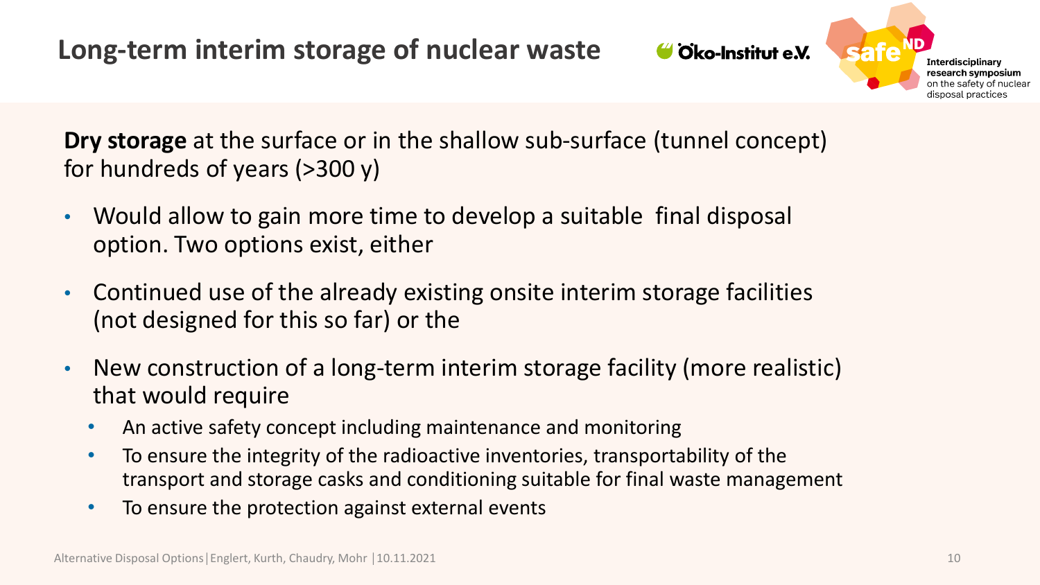# Long-term interim storage of nuclear waste

**Dry storage** at the surface or in the shallow sub-surface (tunnel concept) for hundreds of years (>300 y)

- Would allow to gain more time to develop a suitable final disposal option. Two options exist, either
- Continued use of the already existing onsite interim storage facilities (not designed for this so far) or the
- New construction of a long-term interim storage facility (more realistic) that would require
  - An active safety concept including maintenance and monitoring
  - To ensure the integrity of the radioactive inventories, transportability of the transport and storage casks and conditioning suitable for final waste management
  - To ensure the protection against external events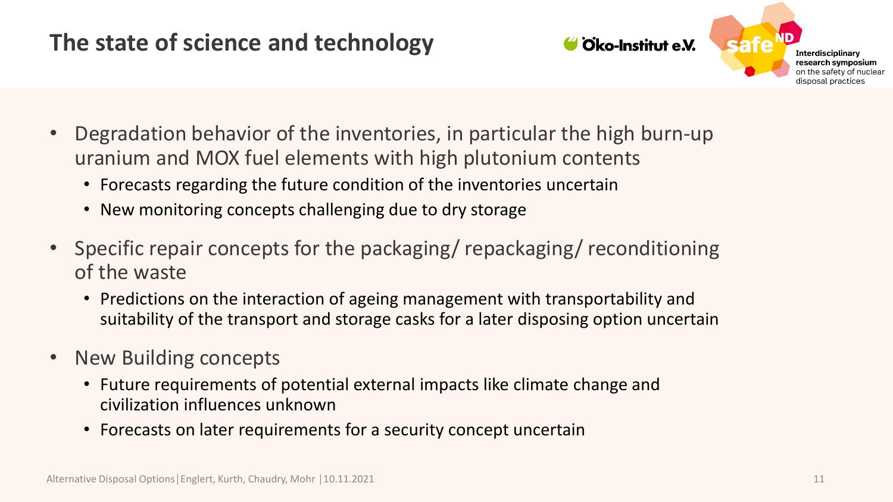# The state of science and technology

- Degradation behavior of the inventories, in particular the high burn-up uranium and MOX fuel elements with high plutonium contents
  - Forecasts regarding the future condition of the inventories uncertain
  - New monitoring concepts challenging due to dry storage
- Specific repair concepts for the packaging/ repackaging/ reconditioning of the waste
  - Predictions on the interaction of ageing management with transportability and suitability of the transport and storage casks for a later disposing option uncertain
- New Building concepts
  - Future requirements of potential external impacts like climate change and civilization influences unknown
  - Forecasts on later requirements for a security concept uncertain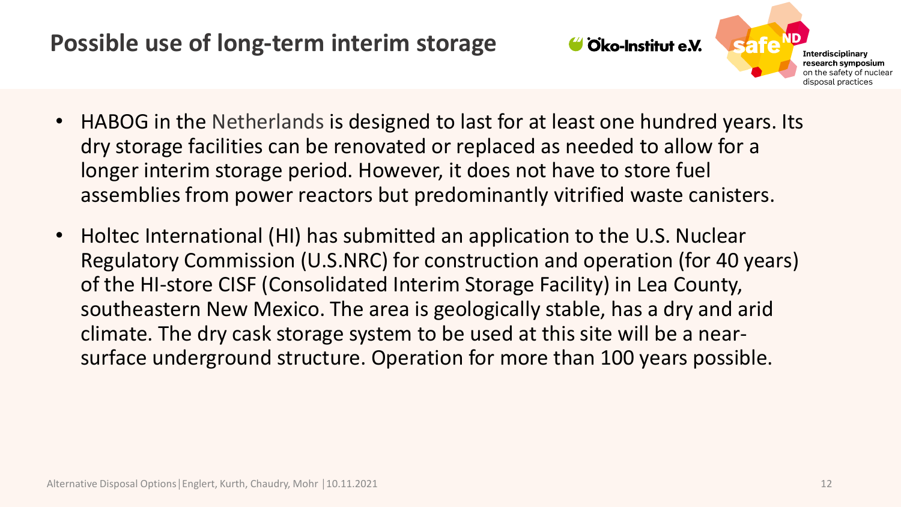# Possible use of long-term interim storage

- HABOG in the Netherlands is designed to last for at least one hundred years. Its dry storage facilities can be renovated or replaced as needed to allow for a longer interim storage period. However, it does not have to store fuel assemblies from power reactors but predominantly vitrified waste canisters.
- Holtec International (HI) has submitted an application to the U.S. Nuclear Regulatory Commission (U.S.NRC) for construction and operation (for 40 years) of the HI-store CISF (Consolidated Interim Storage Facility) in Lea County, southeastern New Mexico. The area is geologically stable, has a dry and arid climate. The dry cask storage system to be used at this site will be a near-surface underground structure. Operation for more than 100 years possible.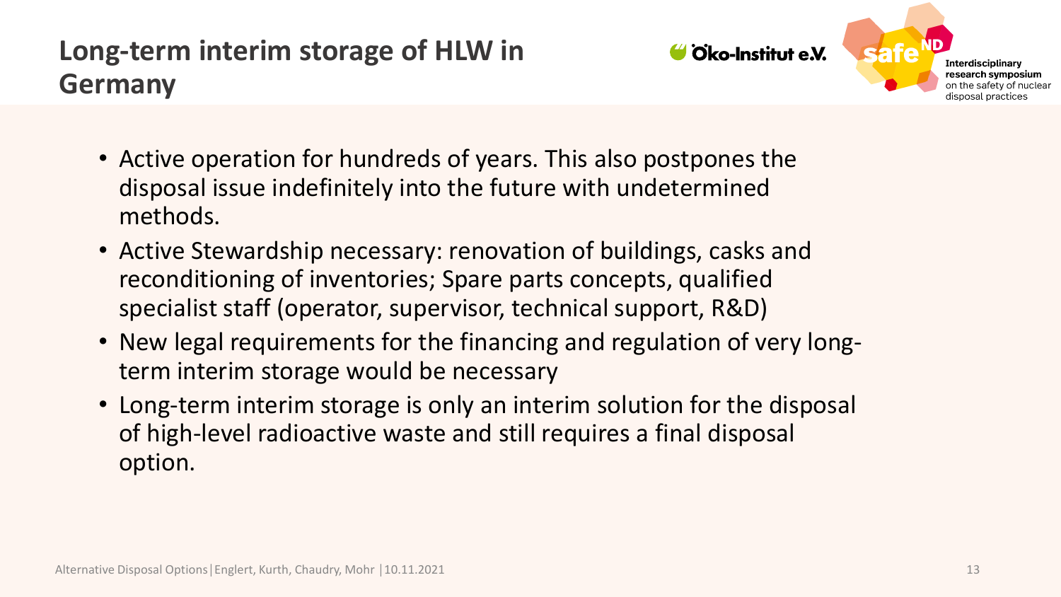# Long-term interim storage of HLW in Germany

- Active operation for hundreds of years. This also postpones the disposal issue indefinitely into the future with undetermined methods.
- Active Stewardship necessary: renovation of buildings, casks and reconditioning of inventories; Spare parts concepts, qualified specialist staff (operator, supervisor, technical support, R&D)
- New legal requirements for the financing and regulation of very long-term interim storage would be necessary
- Long-term interim storage is only an interim solution for the disposal of high-level radioactive waste and still requires a final disposal option.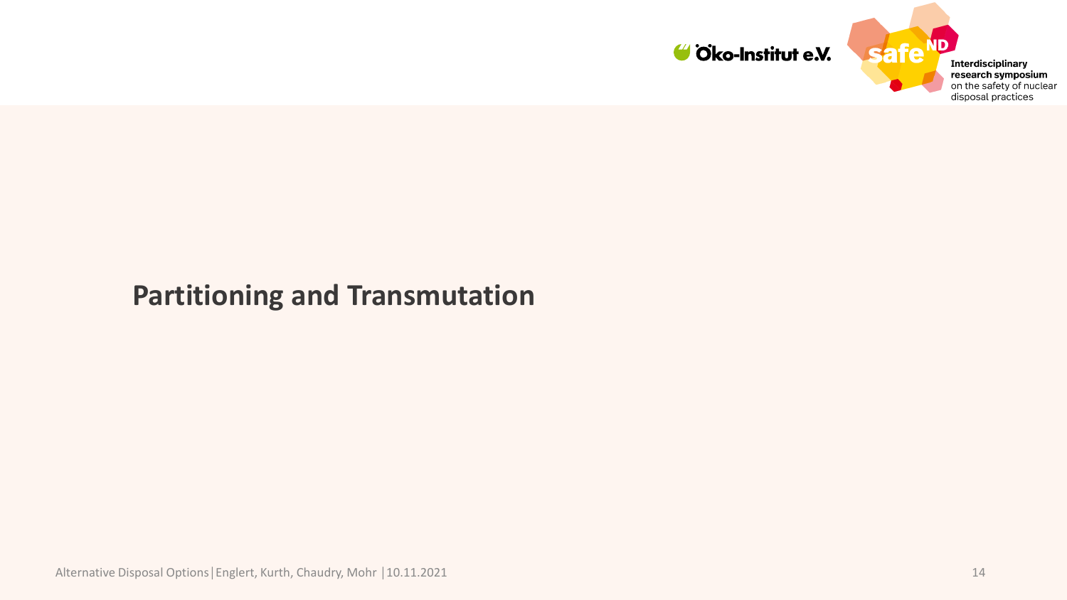# Partitioning and Transmutation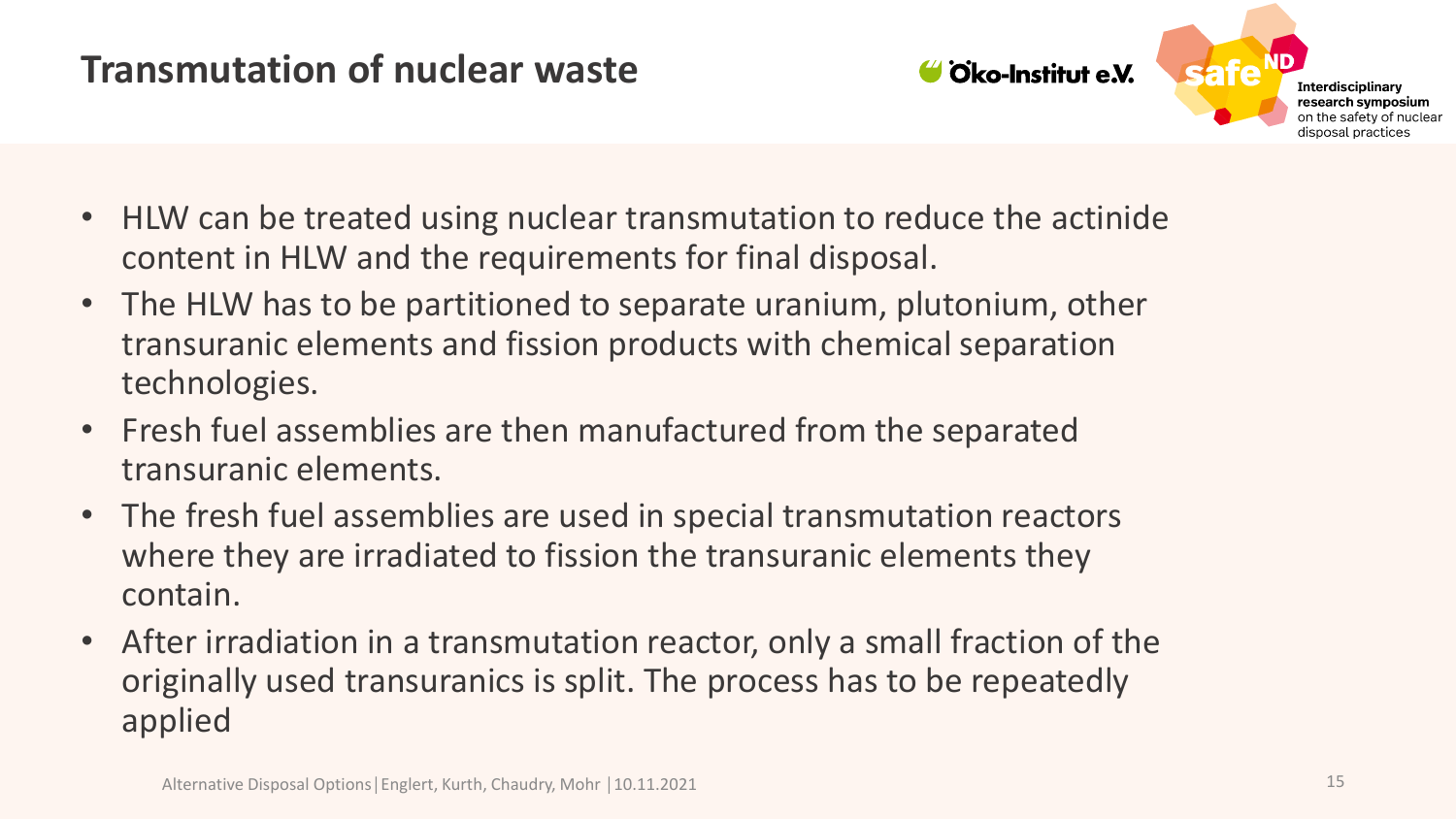# Transmutation of nuclear waste

- HLW can be treated using nuclear transmutation to reduce the actinide content in HLW and the requirements for final disposal.
- The HLW has to be partitioned to separate uranium, plutonium, other transuranic elements and fission products with chemical separation technologies.
- Fresh fuel assemblies are then manufactured from the separated transuranic elements.
- The fresh fuel assemblies are used in special transmutation reactors where they are irradiated to fission the transuranic elements they contain.
- After irradiation in a transmutation reactor, only a small fraction of the originally used transuranics is split. The process has to be repeatedly applied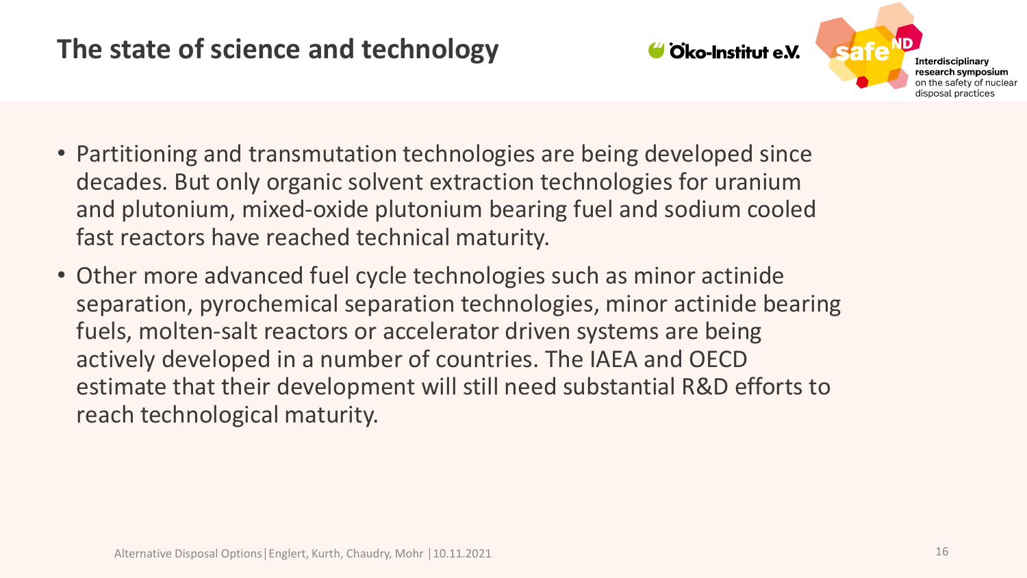# The state of science and technology

- Partitioning and transmutation technologies are being developed since decades. But only organic solvent extraction technologies for uranium and plutonium, mixed-oxide plutonium bearing fuel and sodium cooled fast reactors have reached technical maturity.
- Other more advanced fuel cycle technologies such as minor actinide separation, pyrochemical separation technologies, minor actinide bearing fuels, molten-salt reactors or accelerator driven systems are being actively developed in a number of countries. The IAEA and OECD estimate that their development will still need substantial R&D efforts to reach technological maturity.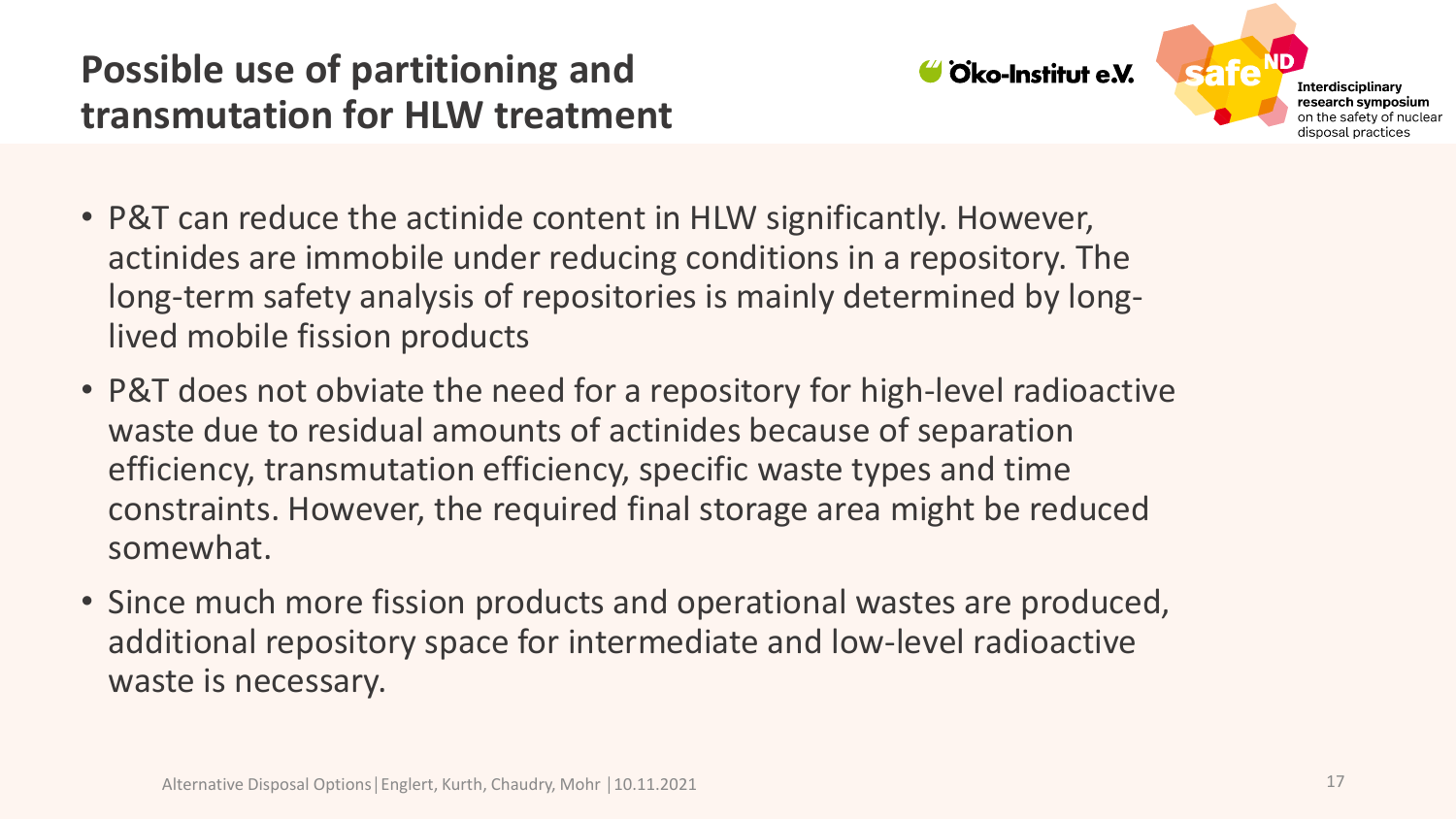# Possible use of partitioning and transmutation for HLW treatment

- P&T can reduce the actinide content in HLW significantly. However, actinides are immobile under reducing conditions in a repository. The long-term safety analysis of repositories is mainly determined by long-lived mobile fission products
- P&T does not obviate the need for a repository for high-level radioactive waste due to residual amounts of actinides because of separation efficiency, transmutation efficiency, specific waste types and time constraints. However, the required final storage area might be reduced somewhat.
- Since much more fission products and operational wastes are produced, additional repository space for intermediate and low-level radioactive waste is necessary.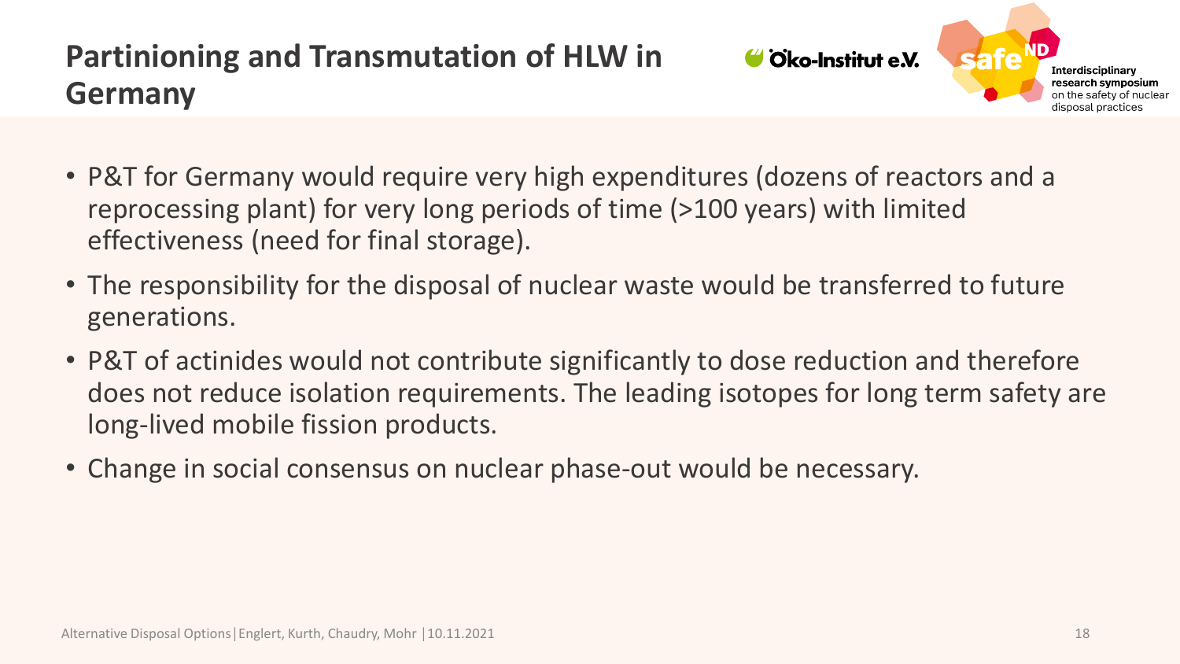# Partinioning and Transmutation of HLW in Germany

- P&T for Germany would require very high expenditures (dozens of reactors and a reprocessing plant) for very long periods of time (>100 years) with limited effectiveness (need for final storage).
- The responsibility for the disposal of nuclear waste would be transferred to future generations.
- P&T of actinides would not contribute significantly to dose reduction and therefore does not reduce isolation requirements. The leading isotopes for long term safety are long-lived mobile fission products.
- Change in social consensus on nuclear phase-out would be necessary.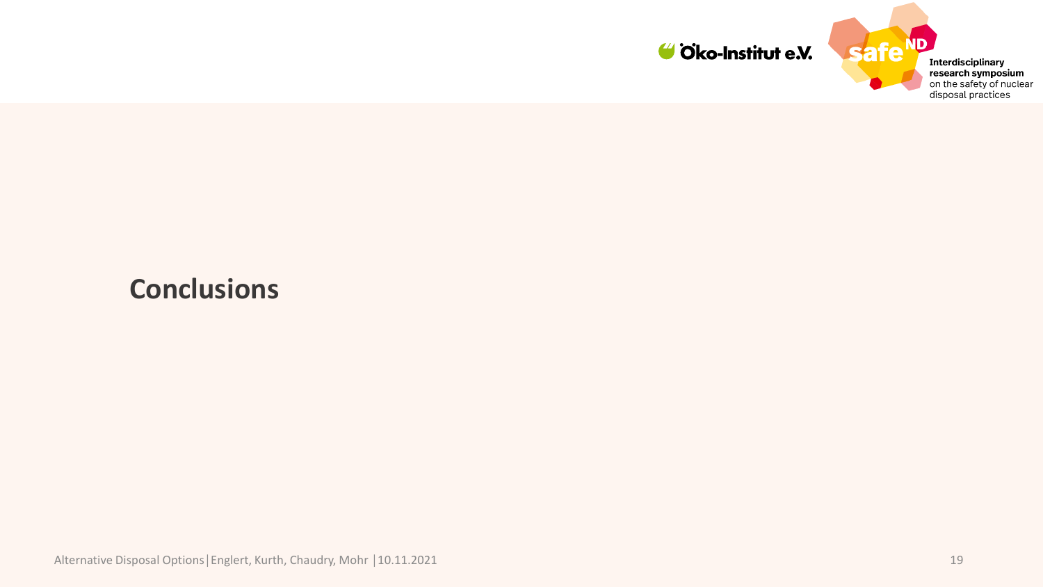# Conclusions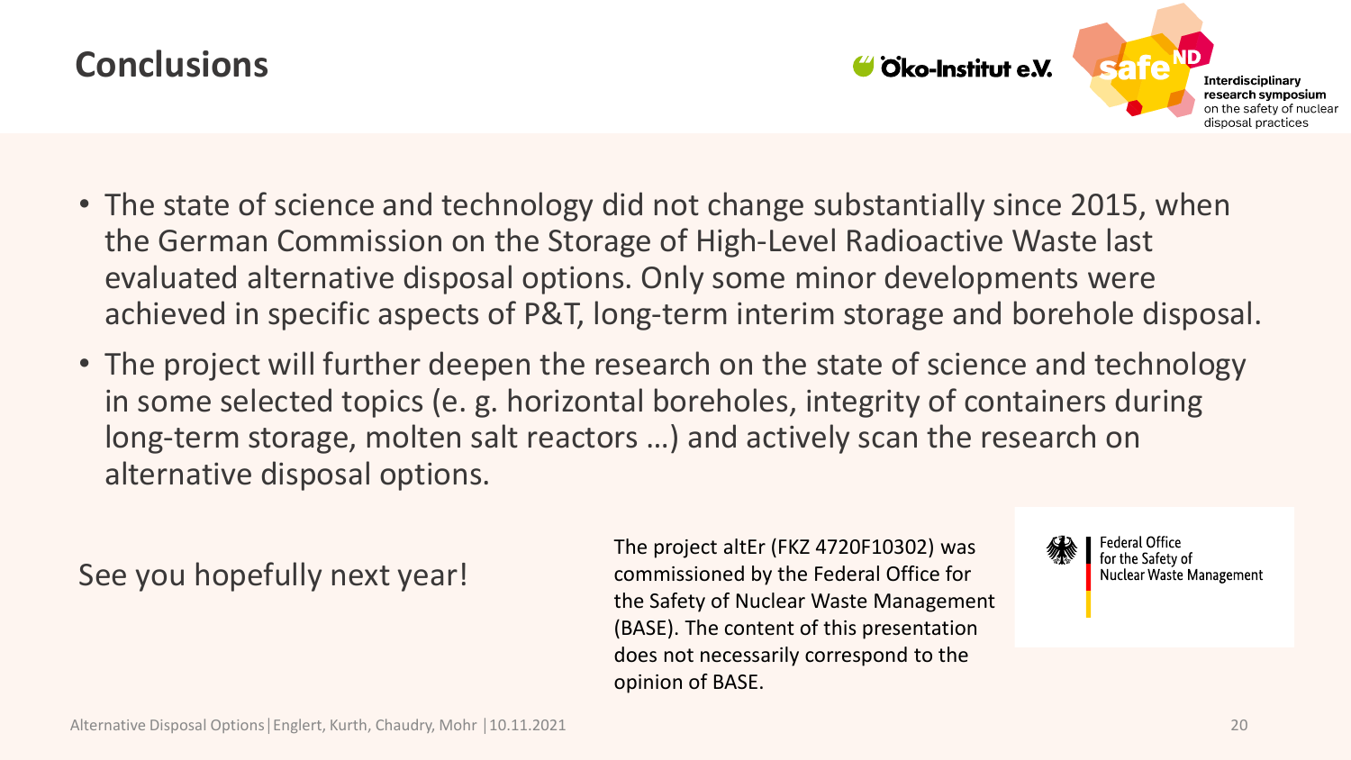# Conclusions

- The state of science and technology did not change substantially since 2015, when the German Commission on the Storage of High-Level Radioactive Waste last evaluated alternative disposal options. Only some minor developments were achieved in specific aspects of P&T, long-term interim storage and borehole disposal.
- The project will further deepen the research on the state of science and technology in some selected topics (e. g. horizontal boreholes, integrity of containers during long-term storage, molten salt reactors …) and actively scan the research on alternative disposal options.

See you hopefully next year!

The project altEr (FKZ 4720F10302) was commissioned by the Federal Office for the Safety of Nuclear Waste Management (BASE). The content of this presentation does not necessarily correspond to the opinion of BASE.

Federal Office for the Safety of Nuclear Waste Management